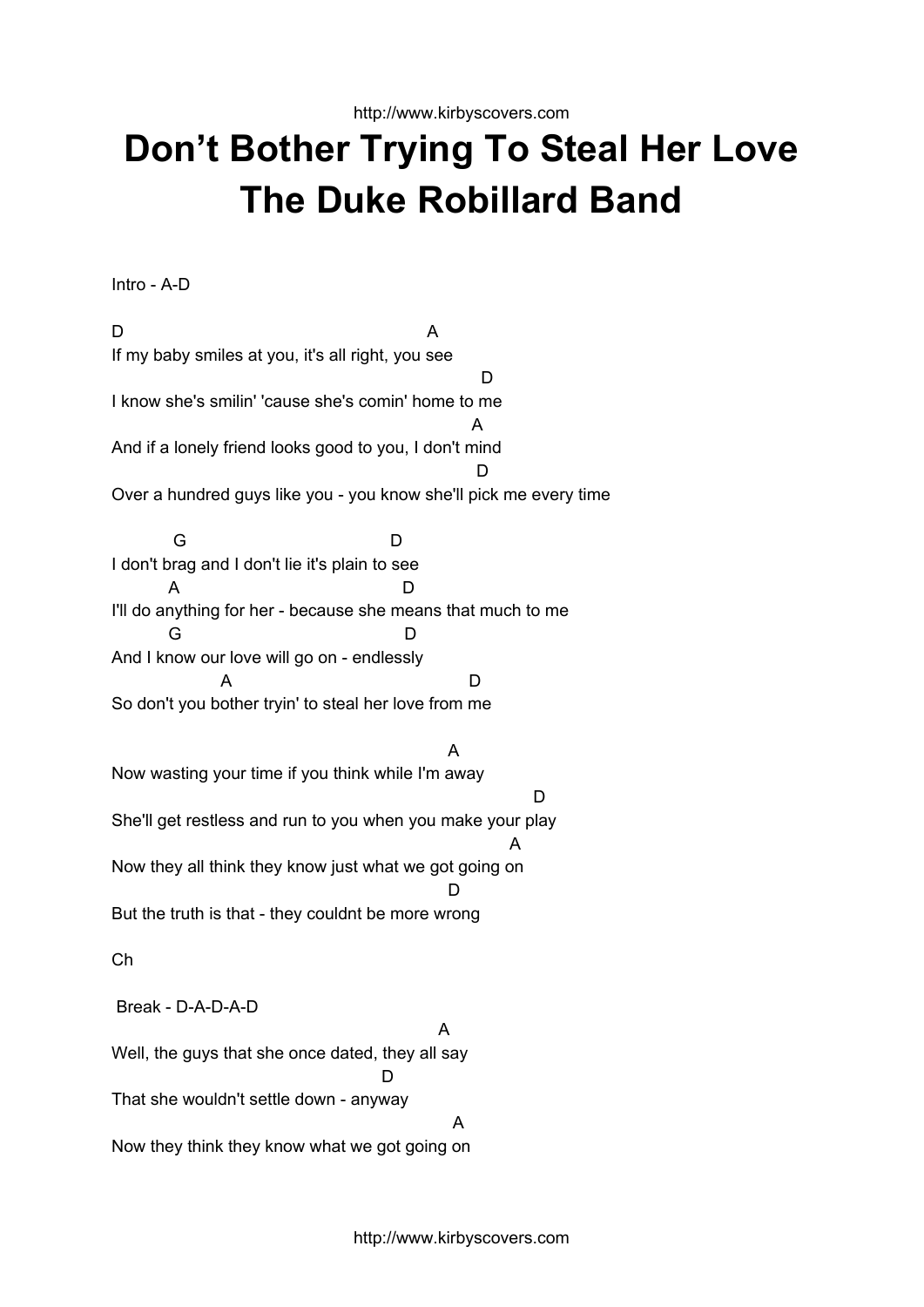# Don't Bother Trying To Steal Her Love
# The Duke Robillard Band

Intro - A-D

```
D                                          A
If my baby smiles at you, it's all right, you see
                                                D
I know she's smilin' 'cause she's comin' home to me
                                               A
And if a lonely friend looks good to you, I don't mind
                                               D
Over a hundred guys like you - you know she'll pick me every time

         G                        D
I don't brag and I don't lie it's plain to see
        A                           D
I'll do anything for her - because she means that much to me
        G                            D
And I know our love will go on - endlessly
               A                           D
So don't you bother tryin' to steal her love from me

                                          A
Now wasting your time if you think while I'm away
                                                    D
She'll get restless and run to you when you make your play
                                                  A
Now they all think they know just what we got going on
                                          D
But the truth is that - they couldnt be more wrong
```

Ch

Break - D-A-D-A-D

```
                                         A
Well, the guys that she once dated, they all say
                               D
That she wouldn't settle down - anyway
                                          A
Now they think they know what we got going on
```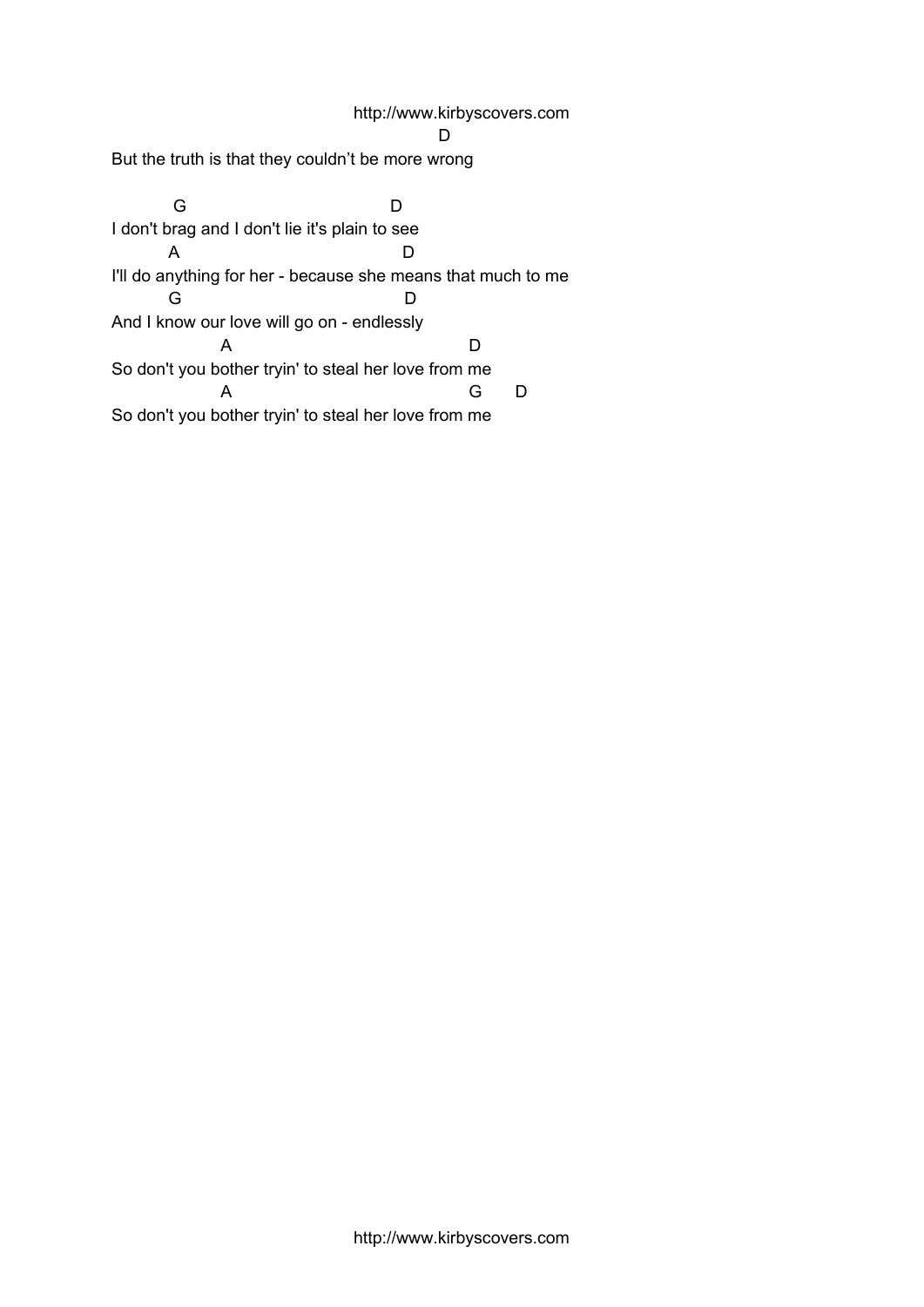```
                                                      D
But the truth is that they couldn't be more wrong

          G                                    D
I don't brag and I don't lie it's plain to see
         A                                     D
I'll do anything for her - because she means that much to me
         G                                     D
And I know our love will go on - endlessly
                 A                                     D
So don't you bother tryin' to steal her love from me
                 A                                     G       D
So don't you bother tryin' to steal her love from me
```